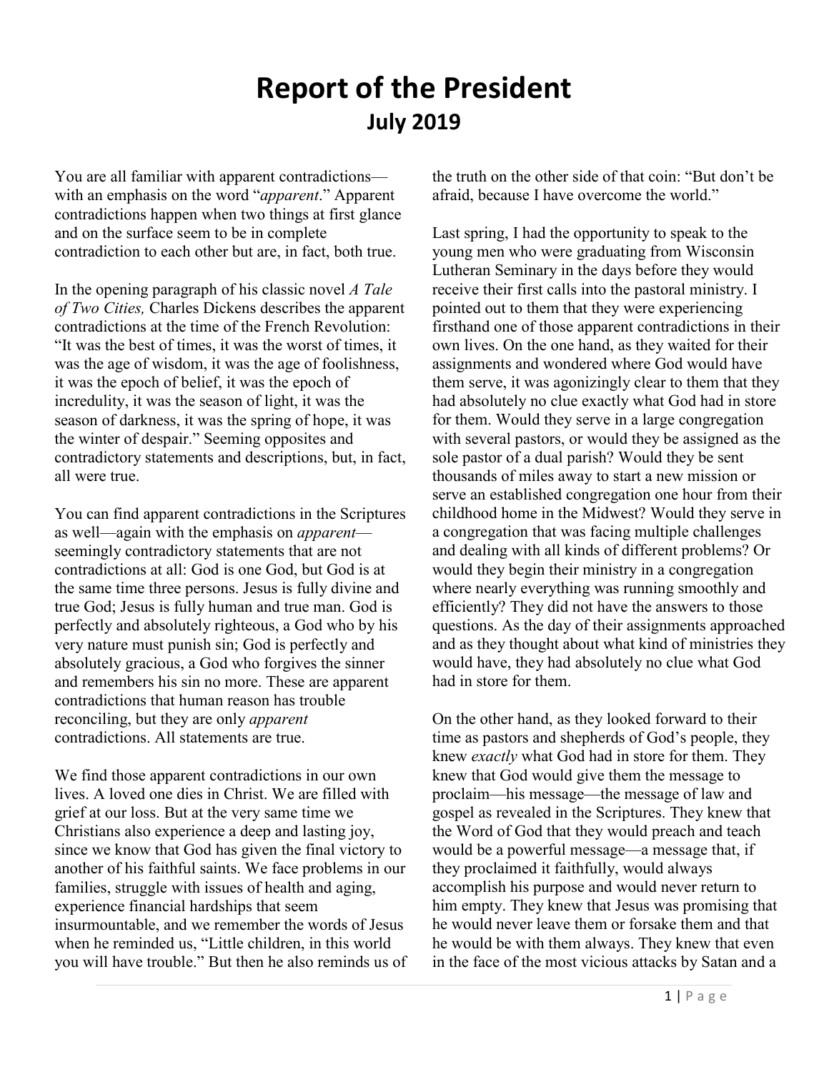# Report of the President

## July 2019

You are all familiar with apparent contradictions—with an emphasis on the word "*apparent*." Apparent contradictions happen when two things at first glance and on the surface seem to be in complete contradiction to each other but are, in fact, both true.

In the opening paragraph of his classic novel *A Tale of Two Cities,* Charles Dickens describes the apparent contradictions at the time of the French Revolution: "It was the best of times, it was the worst of times, it was the age of wisdom, it was the age of foolishness, it was the epoch of belief, it was the epoch of incredulity, it was the season of light, it was the season of darkness, it was the spring of hope, it was the winter of despair." Seeming opposites and contradictory statements and descriptions, but, in fact, all were true.

You can find apparent contradictions in the Scriptures as well—again with the emphasis on *apparent*—seemingly contradictory statements that are not contradictions at all: God is one God, but God is at the same time three persons. Jesus is fully divine and true God; Jesus is fully human and true man. God is perfectly and absolutely righteous, a God who by his very nature must punish sin; God is perfectly and absolutely gracious, a God who forgives the sinner and remembers his sin no more. These are apparent contradictions that human reason has trouble reconciling, but they are only *apparent* contradictions. All statements are true.

We find those apparent contradictions in our own lives. A loved one dies in Christ. We are filled with grief at our loss. But at the very same time we Christians also experience a deep and lasting joy, since we know that God has given the final victory to another of his faithful saints. We face problems in our families, struggle with issues of health and aging, experience financial hardships that seem insurmountable, and we remember the words of Jesus when he reminded us, "Little children, in this world you will have trouble." But then he also reminds us of the truth on the other side of that coin: "But don't be afraid, because I have overcome the world."

Last spring, I had the opportunity to speak to the young men who were graduating from Wisconsin Lutheran Seminary in the days before they would receive their first calls into the pastoral ministry. I pointed out to them that they were experiencing firsthand one of those apparent contradictions in their own lives. On the one hand, as they waited for their assignments and wondered where God would have them serve, it was agonizingly clear to them that they had absolutely no clue exactly what God had in store for them. Would they serve in a large congregation with several pastors, or would they be assigned as the sole pastor of a dual parish? Would they be sent thousands of miles away to start a new mission or serve an established congregation one hour from their childhood home in the Midwest? Would they serve in a congregation that was facing multiple challenges and dealing with all kinds of different problems? Or would they begin their ministry in a congregation where nearly everything was running smoothly and efficiently? They did not have the answers to those questions. As the day of their assignments approached and as they thought about what kind of ministries they would have, they had absolutely no clue what God had in store for them.

On the other hand, as they looked forward to their time as pastors and shepherds of God's people, they knew *exactly* what God had in store for them. They knew that God would give them the message to proclaim—his message—the message of law and gospel as revealed in the Scriptures. They knew that the Word of God that they would preach and teach would be a powerful message—a message that, if they proclaimed it faithfully, would always accomplish his purpose and would never return to him empty. They knew that Jesus was promising that he would never leave them or forsake them and that he would be with them always. They knew that even in the face of the most vicious attacks by Satan and a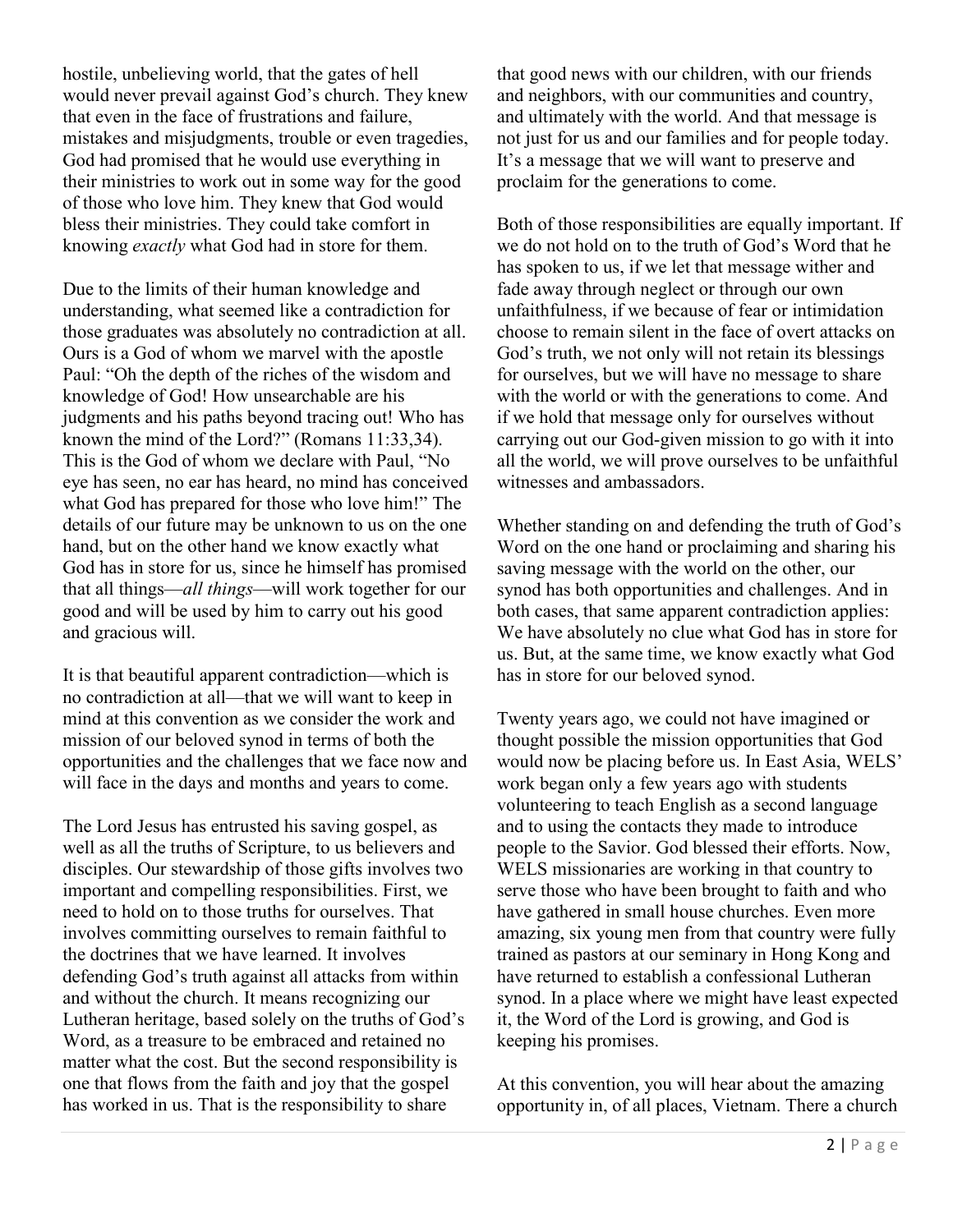hostile, unbelieving world, that the gates of hell would never prevail against God's church. They knew that even in the face of frustrations and failure, mistakes and misjudgments, trouble or even tragedies, God had promised that he would use everything in their ministries to work out in some way for the good of those who love him. They knew that God would bless their ministries. They could take comfort in knowing *exactly* what God had in store for them.

Due to the limits of their human knowledge and understanding, what seemed like a contradiction for those graduates was absolutely no contradiction at all. Ours is a God of whom we marvel with the apostle Paul: "Oh the depth of the riches of the wisdom and knowledge of God! How unsearchable are his judgments and his paths beyond tracing out! Who has known the mind of the Lord?" (Romans 11:33,34). This is the God of whom we declare with Paul, "No eye has seen, no ear has heard, no mind has conceived what God has prepared for those who love him!" The details of our future may be unknown to us on the one hand, but on the other hand we know exactly what God has in store for us, since he himself has promised that all things—*all things*—will work together for our good and will be used by him to carry out his good and gracious will.

It is that beautiful apparent contradiction—which is no contradiction at all—that we will want to keep in mind at this convention as we consider the work and mission of our beloved synod in terms of both the opportunities and the challenges that we face now and will face in the days and months and years to come.

The Lord Jesus has entrusted his saving gospel, as well as all the truths of Scripture, to us believers and disciples. Our stewardship of those gifts involves two important and compelling responsibilities. First, we need to hold on to those truths for ourselves. That involves committing ourselves to remain faithful to the doctrines that we have learned. It involves defending God's truth against all attacks from within and without the church. It means recognizing our Lutheran heritage, based solely on the truths of God's Word, as a treasure to be embraced and retained no matter what the cost. But the second responsibility is one that flows from the faith and joy that the gospel has worked in us. That is the responsibility to share that good news with our children, with our friends and neighbors, with our communities and country, and ultimately with the world. And that message is not just for us and our families and for people today. It's a message that we will want to preserve and proclaim for the generations to come.

Both of those responsibilities are equally important. If we do not hold on to the truth of God's Word that he has spoken to us, if we let that message wither and fade away through neglect or through our own unfaithfulness, if we because of fear or intimidation choose to remain silent in the face of overt attacks on God's truth, we not only will not retain its blessings for ourselves, but we will have no message to share with the world or with the generations to come. And if we hold that message only for ourselves without carrying out our God-given mission to go with it into all the world, we will prove ourselves to be unfaithful witnesses and ambassadors.

Whether standing on and defending the truth of God's Word on the one hand or proclaiming and sharing his saving message with the world on the other, our synod has both opportunities and challenges. And in both cases, that same apparent contradiction applies: We have absolutely no clue what God has in store for us. But, at the same time, we know exactly what God has in store for our beloved synod.

Twenty years ago, we could not have imagined or thought possible the mission opportunities that God would now be placing before us. In East Asia, WELS' work began only a few years ago with students volunteering to teach English as a second language and to using the contacts they made to introduce people to the Savior. God blessed their efforts. Now, WELS missionaries are working in that country to serve those who have been brought to faith and who have gathered in small house churches. Even more amazing, six young men from that country were fully trained as pastors at our seminary in Hong Kong and have returned to establish a confessional Lutheran synod. In a place where we might have least expected it, the Word of the Lord is growing, and God is keeping his promises.

At this convention, you will hear about the amazing opportunity in, of all places, Vietnam. There a church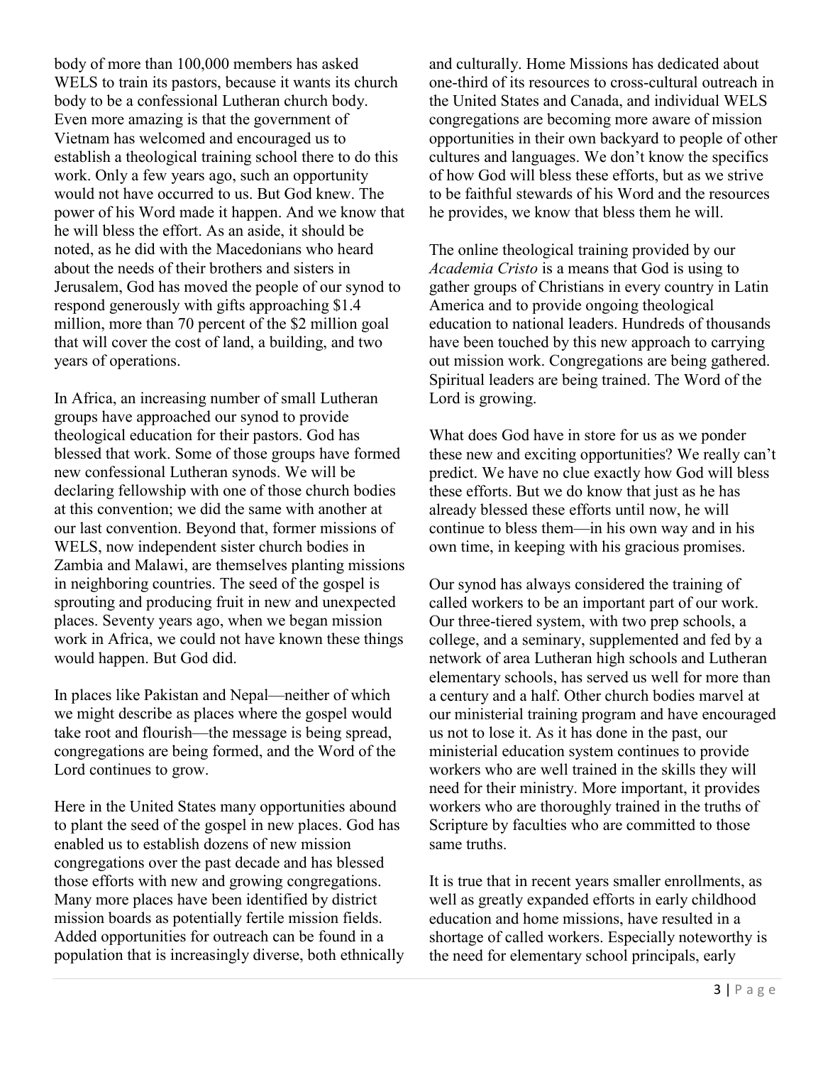body of more than 100,000 members has asked WELS to train its pastors, because it wants its church body to be a confessional Lutheran church body. Even more amazing is that the government of Vietnam has welcomed and encouraged us to establish a theological training school there to do this work. Only a few years ago, such an opportunity would not have occurred to us. But God knew. The power of his Word made it happen. And we know that he will bless the effort. As an aside, it should be noted, as he did with the Macedonians who heard about the needs of their brothers and sisters in Jerusalem, God has moved the people of our synod to respond generously with gifts approaching $1.4 million, more than 70 percent of the $2 million goal that will cover the cost of land, a building, and two years of operations.

In Africa, an increasing number of small Lutheran groups have approached our synod to provide theological education for their pastors. God has blessed that work. Some of those groups have formed new confessional Lutheran synods. We will be declaring fellowship with one of those church bodies at this convention; we did the same with another at our last convention. Beyond that, former missions of WELS, now independent sister church bodies in Zambia and Malawi, are themselves planting missions in neighboring countries. The seed of the gospel is sprouting and producing fruit in new and unexpected places. Seventy years ago, when we began mission work in Africa, we could not have known these things would happen. But God did.

In places like Pakistan and Nepal—neither of which we might describe as places where the gospel would take root and flourish—the message is being spread, congregations are being formed, and the Word of the Lord continues to grow.

Here in the United States many opportunities abound to plant the seed of the gospel in new places. God has enabled us to establish dozens of new mission congregations over the past decade and has blessed those efforts with new and growing congregations. Many more places have been identified by district mission boards as potentially fertile mission fields. Added opportunities for outreach can be found in a population that is increasingly diverse, both ethnically and culturally. Home Missions has dedicated about one-third of its resources to cross-cultural outreach in the United States and Canada, and individual WELS congregations are becoming more aware of mission opportunities in their own backyard to people of other cultures and languages. We don't know the specifics of how God will bless these efforts, but as we strive to be faithful stewards of his Word and the resources he provides, we know that bless them he will.

The online theological training provided by our *Academia Cristo* is a means that God is using to gather groups of Christians in every country in Latin America and to provide ongoing theological education to national leaders. Hundreds of thousands have been touched by this new approach to carrying out mission work. Congregations are being gathered. Spiritual leaders are being trained. The Word of the Lord is growing.

What does God have in store for us as we ponder these new and exciting opportunities? We really can't predict. We have no clue exactly how God will bless these efforts. But we do know that just as he has already blessed these efforts until now, he will continue to bless them—in his own way and in his own time, in keeping with his gracious promises.

Our synod has always considered the training of called workers to be an important part of our work. Our three-tiered system, with two prep schools, a college, and a seminary, supplemented and fed by a network of area Lutheran high schools and Lutheran elementary schools, has served us well for more than a century and a half. Other church bodies marvel at our ministerial training program and have encouraged us not to lose it. As it has done in the past, our ministerial education system continues to provide workers who are well trained in the skills they will need for their ministry. More important, it provides workers who are thoroughly trained in the truths of Scripture by faculties who are committed to those same truths.

It is true that in recent years smaller enrollments, as well as greatly expanded efforts in early childhood education and home missions, have resulted in a shortage of called workers. Especially noteworthy is the need for elementary school principals, early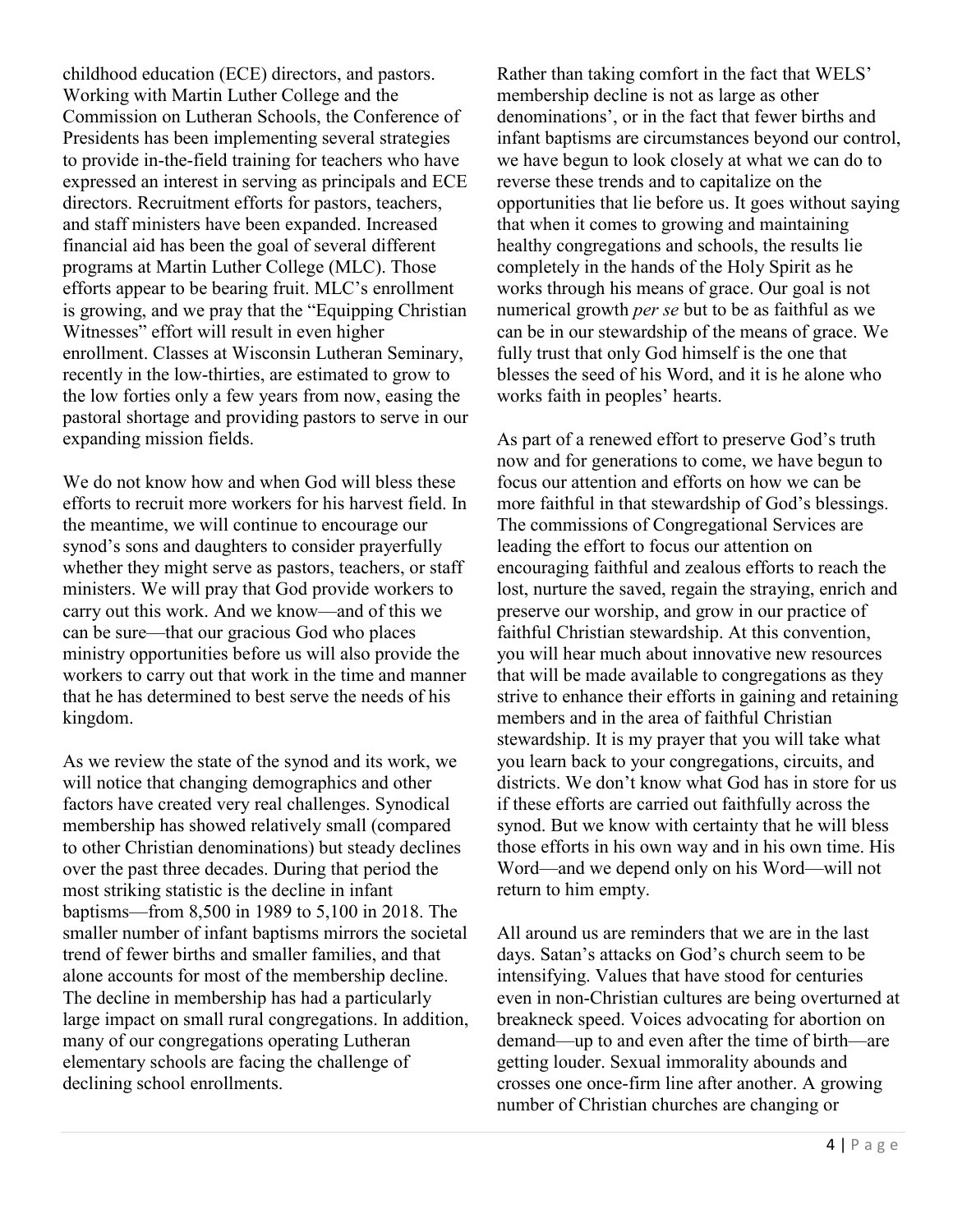childhood education (ECE) directors, and pastors. Working with Martin Luther College and the Commission on Lutheran Schools, the Conference of Presidents has been implementing several strategies to provide in-the-field training for teachers who have expressed an interest in serving as principals and ECE directors. Recruitment efforts for pastors, teachers, and staff ministers have been expanded. Increased financial aid has been the goal of several different programs at Martin Luther College (MLC). Those efforts appear to be bearing fruit. MLC's enrollment is growing, and we pray that the "Equipping Christian Witnesses" effort will result in even higher enrollment. Classes at Wisconsin Lutheran Seminary, recently in the low-thirties, are estimated to grow to the low forties only a few years from now, easing the pastoral shortage and providing pastors to serve in our expanding mission fields.

We do not know how and when God will bless these efforts to recruit more workers for his harvest field. In the meantime, we will continue to encourage our synod's sons and daughters to consider prayerfully whether they might serve as pastors, teachers, or staff ministers. We will pray that God provide workers to carry out this work. And we know—and of this we can be sure—that our gracious God who places ministry opportunities before us will also provide the workers to carry out that work in the time and manner that he has determined to best serve the needs of his kingdom.

As we review the state of the synod and its work, we will notice that changing demographics and other factors have created very real challenges. Synodical membership has showed relatively small (compared to other Christian denominations) but steady declines over the past three decades. During that period the most striking statistic is the decline in infant baptisms—from 8,500 in 1989 to 5,100 in 2018. The smaller number of infant baptisms mirrors the societal trend of fewer births and smaller families, and that alone accounts for most of the membership decline. The decline in membership has had a particularly large impact on small rural congregations. In addition, many of our congregations operating Lutheran elementary schools are facing the challenge of declining school enrollments.

Rather than taking comfort in the fact that WELS' membership decline is not as large as other denominations', or in the fact that fewer births and infant baptisms are circumstances beyond our control, we have begun to look closely at what we can do to reverse these trends and to capitalize on the opportunities that lie before us. It goes without saying that when it comes to growing and maintaining healthy congregations and schools, the results lie completely in the hands of the Holy Spirit as he works through his means of grace. Our goal is not numerical growth *per se* but to be as faithful as we can be in our stewardship of the means of grace. We fully trust that only God himself is the one that blesses the seed of his Word, and it is he alone who works faith in peoples' hearts.

As part of a renewed effort to preserve God's truth now and for generations to come, we have begun to focus our attention and efforts on how we can be more faithful in that stewardship of God's blessings. The commissions of Congregational Services are leading the effort to focus our attention on encouraging faithful and zealous efforts to reach the lost, nurture the saved, regain the straying, enrich and preserve our worship, and grow in our practice of faithful Christian stewardship. At this convention, you will hear much about innovative new resources that will be made available to congregations as they strive to enhance their efforts in gaining and retaining members and in the area of faithful Christian stewardship. It is my prayer that you will take what you learn back to your congregations, circuits, and districts. We don't know what God has in store for us if these efforts are carried out faithfully across the synod. But we know with certainty that he will bless those efforts in his own way and in his own time. His Word—and we depend only on his Word—will not return to him empty.

All around us are reminders that we are in the last days. Satan's attacks on God's church seem to be intensifying. Values that have stood for centuries even in non-Christian cultures are being overturned at breakneck speed. Voices advocating for abortion on demand—up to and even after the time of birth—are getting louder. Sexual immorality abounds and crosses one once-firm line after another. A growing number of Christian churches are changing or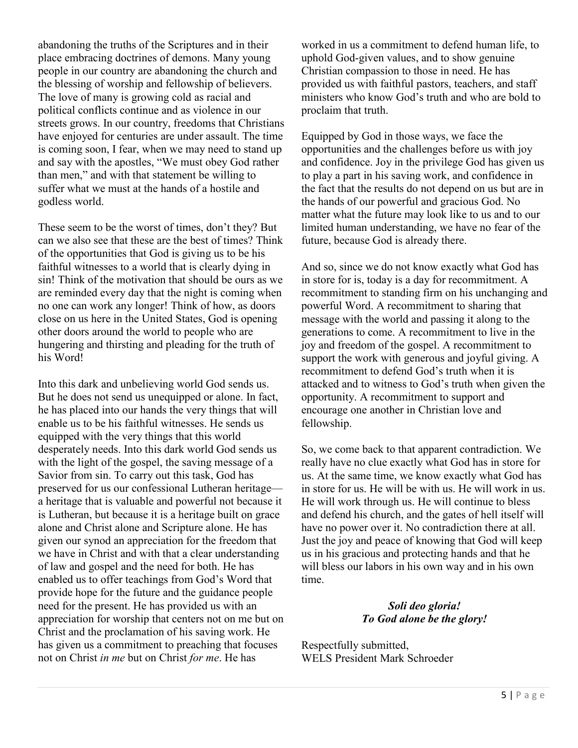abandoning the truths of the Scriptures and in their place embracing doctrines of demons. Many young people in our country are abandoning the church and the blessing of worship and fellowship of believers. The love of many is growing cold as racial and political conflicts continue and as violence in our streets grows. In our country, freedoms that Christians have enjoyed for centuries are under assault. The time is coming soon, I fear, when we may need to stand up and say with the apostles, "We must obey God rather than men," and with that statement be willing to suffer what we must at the hands of a hostile and godless world.

These seem to be the worst of times, don't they? But can we also see that these are the best of times? Think of the opportunities that God is giving us to be his faithful witnesses to a world that is clearly dying in sin! Think of the motivation that should be ours as we are reminded every day that the night is coming when no one can work any longer! Think of how, as doors close on us here in the United States, God is opening other doors around the world to people who are hungering and thirsting and pleading for the truth of his Word!

Into this dark and unbelieving world God sends us. But he does not send us unequipped or alone. In fact, he has placed into our hands the very things that will enable us to be his faithful witnesses. He sends us equipped with the very things that this world desperately needs. Into this dark world God sends us with the light of the gospel, the saving message of a Savior from sin. To carry out this task, God has preserved for us our confessional Lutheran heritage—a heritage that is valuable and powerful not because it is Lutheran, but because it is a heritage built on grace alone and Christ alone and Scripture alone. He has given our synod an appreciation for the freedom that we have in Christ and with that a clear understanding of law and gospel and the need for both. He has enabled us to offer teachings from God's Word that provide hope for the future and the guidance people need for the present. He has provided us with an appreciation for worship that centers not on me but on Christ and the proclamation of his saving work. He has given us a commitment to preaching that focuses not on Christ *in me* but on Christ *for me*. He has worked in us a commitment to defend human life, to uphold God-given values, and to show genuine Christian compassion to those in need. He has provided us with faithful pastors, teachers, and staff ministers who know God's truth and who are bold to proclaim that truth.

Equipped by God in those ways, we face the opportunities and the challenges before us with joy and confidence. Joy in the privilege God has given us to play a part in his saving work, and confidence in the fact that the results do not depend on us but are in the hands of our powerful and gracious God. No matter what the future may look like to us and to our limited human understanding, we have no fear of the future, because God is already there.

And so, since we do not know exactly what God has in store for is, today is a day for recommitment. A recommitment to standing firm on his unchanging and powerful Word. A recommitment to sharing that message with the world and passing it along to the generations to come. A recommitment to live in the joy and freedom of the gospel. A recommitment to support the work with generous and joyful giving. A recommitment to defend God's truth when it is attacked and to witness to God's truth when given the opportunity. A recommitment to support and encourage one another in Christian love and fellowship.

So, we come back to that apparent contradiction. We really have no clue exactly what God has in store for us. At the same time, we know exactly what God has in store for us. He will be with us. He will work in us. He will work through us. He will continue to bless and defend his church, and the gates of hell itself will have no power over it. No contradiction there at all. Just the joy and peace of knowing that God will keep us in his gracious and protecting hands and that he will bless our labors in his own way and in his own time.

***Soli deo gloria!***
***To God alone be the glory!***

Respectfully submitted,
WELS President Mark Schroeder